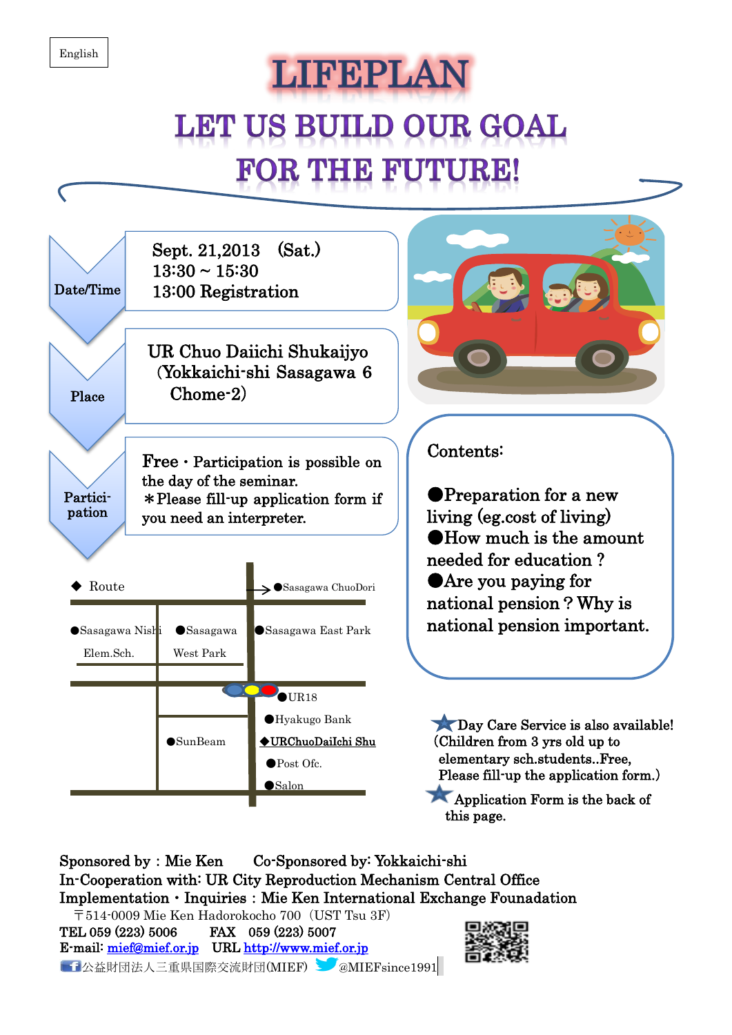English

# LIFEPLAN

## LET US BUILD OUR GOAL FOR THE FUTURE!

**Date/Time**

Sept. 21,2013 (Sat.)
13:30 ~ 15:30
13:00 Registration

**Place**

UR Chuo Daiichi Shukaijyo
(Yokkaichi-shi Sasagawa 6 Chome-2)

**Participation**

Free・Participation is possible on the day of the seminar.
＊Please fill-up application form if you need an interpreter.

◆ Route

●Sasagawa ChuoDori
●Sasagawa Nishi Elem.Sch.
●Sasagawa West Park
●Sasagawa East Park
●UR18
●Hyakugo Bank
●SunBeam
◆URChuoDaiIchi Shu
●Post Ofc.
●Salon

Contents:

- ●Preparation for a new living (eg.cost of living)
- ●How much is the amount needed for education ?
- ●Are you paying for national pension ? Why is national pension important.

★Day Care Service is also available!
(Children from 3 yrs old up to elementary sch.students..Free, Please fill-up the application form.)

★Application Form is the back of this page.

Sponsored by：Mie Ken Co-Sponsored by: Yokkaichi-shi
In-Cooperation with: UR City Reproduction Mechanism Central Office
Implementation・Inquiries：Mie Ken International Exchange Founadation
〒514-0009 Mie Ken Hadorokocho 700（UST Tsu 3F）
TEL 059 (223) 5006 FAX 059 (223) 5007
E-mail: mief@mief.or.jp URL http://www.mief.or.jp
公益財団法人三重県国際交流財団(MIEF) @MIEFsince1991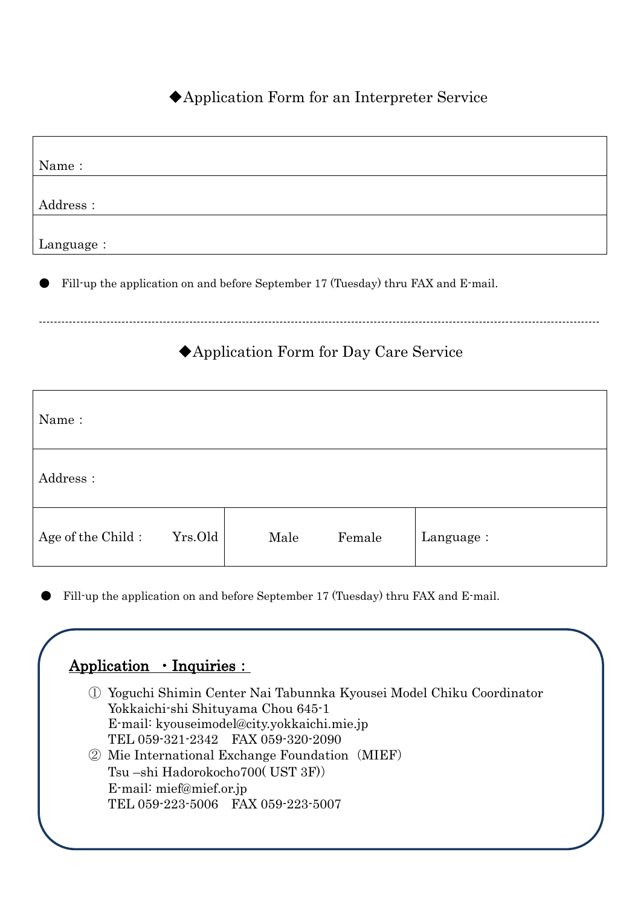## ◆Application Form for an Interpreter Service

| |
|---|
| Name： |
| Address： |
| Language： |

● Fill-up the application on and before September 17 (Tuesday) thru FAX and E-mail.

---

## ◆Application Form for Day Care Service

| | | |
|---|---|---|
| Name： | | |
| Address： | | |
| Age of the Child： Yrs.Old | Male Female | Language： |

● Fill-up the application on and before September 17 (Tuesday) thru FAX and E-mail.

**Application ・Inquiries：**

① Yoguchi Shimin Center Nai Tabunnka Kyousei Model Chiku Coordinator
Yokkaichi-shi Shituyama Chou 645-1
E-mail: kyouseimodel@city.yokkaichi.mie.jp
TEL 059-321-2342 FAX 059-320-2090

② Mie International Exchange Foundation（MIEF）
Tsu –shi Hadorokocho700( UST 3F))
E-mail: mief@mief.or.jp
TEL 059-223-5006 FAX 059-223-5007